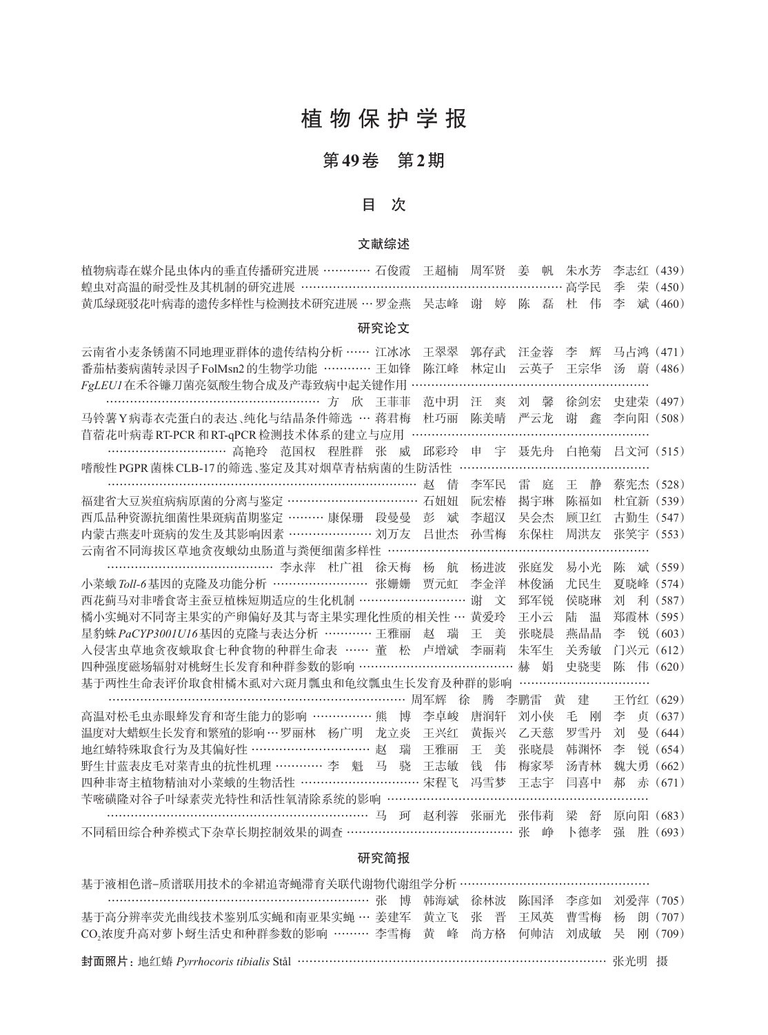# 植物保护学报

## 第49卷　第2期

## 目　次

### 文献综述

植物病毒在媒介昆虫体内的垂直传播研究进展 ………… 石俊霞　王超楠　周军贤　姜　帆　朱水芳　李志红（439）

蝗虫对高温的耐受性及其机制的研究进展 ……………………………………………………………… 高学民　季　荣（450）

黄瓜绿斑驳花叶病毒的遗传多样性与检测技术研究进展 … 罗金燕　吴志峰　谢　婷　陈　磊　杜　伟　李　斌（460）

### 研究论文

云南省小麦条锈菌不同地理亚群体的遗传结构分析 …… 江冰冰　王翠翠　郭存武　汪金蓉　李　辉　马占鸿（471）

番茄枯萎病菌转录因子FolMsn2的生物学功能 ………… 王如锋　陈江峰　林定山　云英子　王宗华　汤　蔚（486）

*FgLEU1*在禾谷镰刀菌亮氨酸生物合成及产毒致病中起关键作用 ……………………………………………………… 方　欣　王菲菲　范中玥　汪　爽　刘　馨　徐剑宏　史建荣（497）

马铃薯Y病毒衣壳蛋白的表达、纯化与结晶条件筛选 … 蒋君梅　杜巧丽　陈美晴　严云龙　谢　鑫　李向阳（508）

苜蓿花叶病毒RT-PCR和RT-qPCR检测技术体系的建立与应用 ……………………………… 高艳玲　范国权　程胜群　张　威　邱彩玲　申　宇　聂先舟　白艳菊　吕文河（515）

嗜酸性PGPR菌株CLB-17的筛选、鉴定及其对烟草青枯病菌的生防活性 ……………………………………………… 赵　倩　李军民　雷　庭　王　静　蔡宪杰（528）

福建省大豆炭疽病病原菌的分离与鉴定 ……………………………… 石妞妞　阮宏椿　揭宇琳　陈福如　杜宜新（539）

西瓜品种资源抗细菌性果斑病苗期鉴定 ……… 康保珊　段曼曼　彭　斌　李超汉　吴会杰　顾卫红　古勤生（547）

内蒙古燕麦叶斑病的发生及其影响因素 ………………… 刘万友　吕世杰　孙雪梅　东保柱　周洪友　张笑宇（553）

云南省不同海拔区草地贪夜蛾幼虫肠道与粪便细菌多样性 ……………………………………… 李永萍　杜广祖　徐天梅　杨　航　杨进波　张庭发　易小光　陈　斌（559）

小菜蛾*Toll-6*基因的克隆及功能分析 …………………… 张姗姗　贾元虹　李金洋　林俊涵　尤民生　夏晓峰（574）

西花蓟马对非嗜食寄主蚕豆植株短期适应的生化机制 ……………………… 谢　文　郅军锐　侯晓琳　刘　利（587）

橘小实蝇对不同寄主果实的产卵偏好及其与寄主果实理化性质的相关性 … 黄爱玲　王小云　陆　温　郑霞林（595）

星豹蛛*PaCYP3001U16*基因的克隆与表达分析 ………… 王雅丽　赵　瑞　王　美　张晓晨　燕晶晶　李　锐（603）

入侵害虫草地贪夜蛾取食七种食物的种群生命表 …… 董　松　卢增斌　李丽莉　朱军生　关秀敏　门兴元（612）

四种强度磁场辐射对桃蚜生长发育和种群参数的影响 …………………………………… 赫　娟　史骁斐　陈　伟（620）

基于两性生命表评价取食柑橘木虱对六斑月瓢虫和龟纹瓢虫生长发育及种群的影响 ……………………………… 周军辉　徐　腾　李鹏雷　黄　建　王竹红（629）

高温对松毛虫赤眼蜂发育和寄生能力的影响 ………… 熊　博　李卓峻　唐润轩　刘小侠　毛　刚　李　贞（637）

温度对大蜡螟生长发育和繁殖的影响 … 罗丽林　杨广明　龙立炎　王兴红　黄振兴　乙天慈　罗雪丹　刘　曼（644）

地红蝽特殊取食行为及其偏好性 ……………………… 赵　瑞　王雅丽　王　美　张晓晨　韩渊怀　李　锐（654）

野生甘蓝表皮毛对菜青虫的抗性机理 ………… 李　魁　马　骁　王志敏　钱　伟　梅家琴　汤青林　魏大勇（662）

四种非寄主植物精油对小菜蛾的生物活性 ………………………… 宋程飞　冯雪梦　王志宇　闫喜中　郝　赤（671）

苄嘧磺隆对谷子叶绿素荧光特性和活性氧清除系统的影响 ………………………………………………………… 马　珂　赵利蓉　张丽光　张伟莉　梁　舒　原向阳（683）

不同稻田综合种养模式下杂草长期控制效果的调查 ………………………………… 张　峥　卜德孝　强　胜（693）

### 研究简报

基于液相色谱–质谱联用技术的伞裙追寄蝇滞育关联代谢物代谢组学分析 ……………………………………………… 张　博　韩海斌　徐林波　陈国泽　李彦如　刘爱萍（705）

基于高分辨率荧光曲线技术鉴别瓜实蝇和南亚果实蝇 … 姜建军　黄立飞　张　晋　王凤英　曹雪梅　杨　朗（707）

$CO_2$浓度升高对萝卜蚜生活史和种群参数的影响 ……… 李雪梅　黄　峰　尚方格　何帅洁　刘成敏　吴　刚（709）

**封面照片：**地红蝽 *Pyrrhocoris tibialis* Stål ……………………………………………………………… 张光明　摄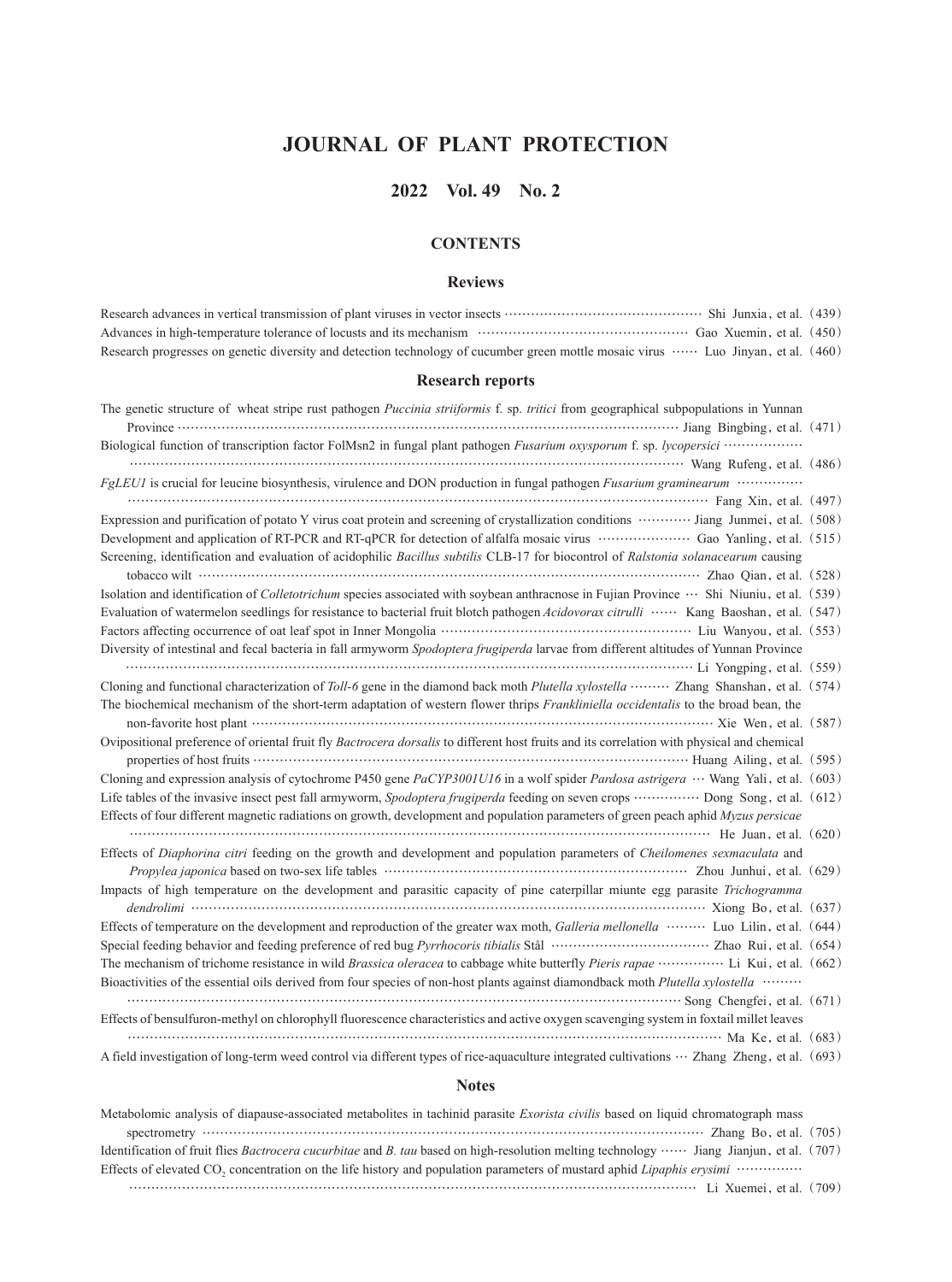# JOURNAL OF PLANT PROTECTION

## 2022 Vol. 49 No. 2

### CONTENTS

#### Reviews

Research advances in vertical transmission of plant viruses in vector insects ············ Shi Junxia, et al. (439)

Advances in high-temperature tolerance of locusts and its mechanism ············ Gao Xuemin, et al. (450)

Research progresses on genetic diversity and detection technology of cucumber green mottle mosaic virus ······ Luo Jinyan, et al. (460)

#### Research reports

The genetic structure of wheat stripe rust pathogen *Puccinia striiformis* f. sp. *tritici* from geographical subpopulations in Yunnan Province ············ Jiang Bingbing, et al. (471)

Biological function of transcription factor FolMsn2 in fungal plant pathogen *Fusarium oxysporum* f. sp. *lycopersici* ············ Wang Rufeng, et al. (486)

*FgLEU1* is crucial for leucine biosynthesis, virulence and DON production in fungal pathogen *Fusarium graminearum* ············ Fang Xin, et al. (497)

Expression and purification of potato Y virus coat protein and screening of crystallization conditions ············ Jiang Junmei, et al. (508)

Development and application of RT-PCR and RT-qPCR for detection of alfalfa mosaic virus ············ Gao Yanling, et al. (515)

Screening, identification and evaluation of acidophilic *Bacillus subtilis* CLB-17 for biocontrol of *Ralstonia solanacearum* causing tobacco wilt ············ Zhao Qian, et al. (528)

Isolation and identification of *Colletotrichum* species associated with soybean anthracnose in Fujian Province ··· Shi Niuniu, et al. (539)

Evaluation of watermelon seedlings for resistance to bacterial fruit blotch pathogen *Acidovorax citrulli* ······ Kang Baoshan, et al. (547)

Factors affecting occurrence of oat leaf spot in Inner Mongolia ············ Liu Wanyou, et al. (553)

Diversity of intestinal and fecal bacteria in fall armyworm *Spodoptera frugiperda* larvae from different altitudes of Yunnan Province ············ Li Yongping, et al. (559)

Cloning and functional characterization of *Toll-6* gene in the diamond back moth *Plutella xylostella* ········· Zhang Shanshan, et al. (574)

The biochemical mechanism of the short-term adaptation of western flower thrips *Frankliniella occidentalis* to the broad bean, the non-favorite host plant ············ Xie Wen, et al. (587)

Ovipositional preference of oriental fruit fly *Bactrocera dorsalis* to different host fruits and its correlation with physical and chemical properties of host fruits ············ Huang Ailing, et al. (595)

Cloning and expression analysis of cytochrome P450 gene *PaCYP3001U16* in a wolf spider *Pardosa astrigera* ··· Wang Yali, et al. (603)

Life tables of the invasive insect pest fall armyworm, *Spodoptera frugiperda* feeding on seven crops ············ Dong Song, et al. (612)

Effects of four different magnetic radiations on growth, development and population parameters of green peach aphid *Myzus persicae* ············ He Juan, et al. (620)

Effects of *Diaphorina citri* feeding on the growth and development and population parameters of *Cheilomenes sexmaculata* and *Propylea japonica* based on two-sex life tables ············ Zhou Junhui, et al. (629)

Impacts of high temperature on the development and parasitic capacity of pine caterpillar miunte egg parasite *Trichogramma dendrolimi* ············ Xiong Bo, et al. (637)

Effects of temperature on the development and reproduction of the greater wax moth, *Galleria mellonella* ········· Luo Lilin, et al. (644)

Special feeding behavior and feeding preference of red bug *Pyrrhocoris tibialis* Stål ············ Zhao Rui, et al. (654)

The mechanism of trichome resistance in wild *Brassica oleracea* to cabbage white butterfly *Pieris rapae* ············ Li Kui, et al. (662)

Bioactivities of the essential oils derived from four species of non-host plants against diamondback moth *Plutella xylostella* ············ Song Chengfei, et al. (671)

Effects of bensulfuron-methyl on chlorophyll fluorescence characteristics and active oxygen scavenging system in foxtail millet leaves ············ Ma Ke, et al. (683)

A field investigation of long-term weed control via different types of rice-aquaculture integrated cultivations ··· Zhang Zheng, et al. (693)

#### Notes

Metabolomic analysis of diapause-associated metabolites in tachinid parasite *Exorista civilis* based on liquid chromatograph mass spectrometry ············ Zhang Bo, et al. (705)

Identification of fruit flies *Bactrocera cucurbitae* and *B. tau* based on high-resolution melting technology ······ Jiang Jianjun, et al. (707)

Effects of elevated $CO_2$ concentration on the life history and population parameters of mustard aphid *Lipaphis erysimi* ············ Li Xuemei, et al. (709)